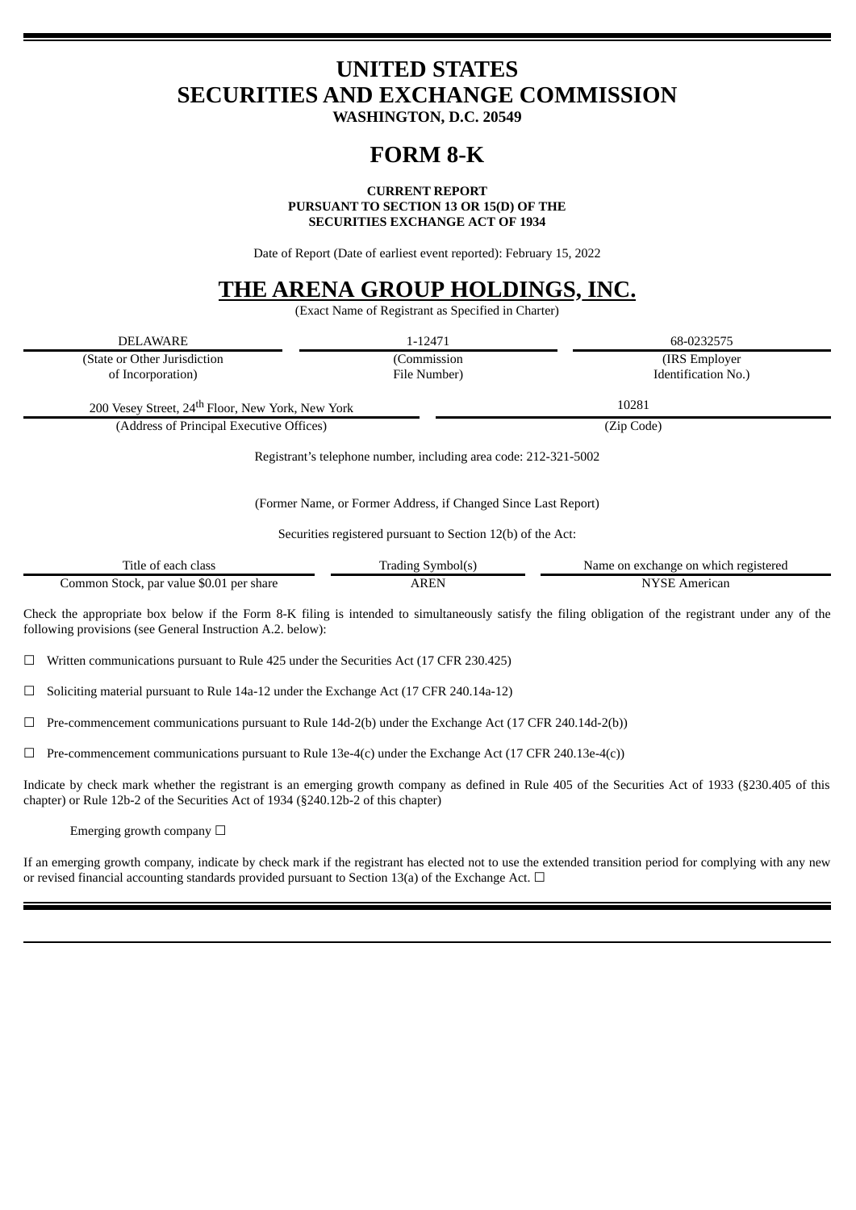# UNITED STATES
# SECURITIES AND EXCHANGE COMMISSION
**WASHINGTON, D.C. 20549**

# FORM 8-K

**CURRENT REPORT**
**PURSUANT TO SECTION 13 OR 15(D) OF THE**
**SECURITIES EXCHANGE ACT OF 1934**

Date of Report (Date of earliest event reported): February 15, 2022

# THE ARENA GROUP HOLDINGS, INC.

(Exact Name of Registrant as Specified in Charter)

| DELAWARE | 1-12471 | 68-0232575 |
|---|---|---|
| (State or Other Jurisdiction of Incorporation) | (Commission File Number) | (IRS Employer Identification No.) |

| 200 Vesey Street, 24th Floor, New York, New York | 10281 |
|---|---|
| (Address of Principal Executive Offices) | (Zip Code) |

Registrant's telephone number, including area code: 212-321-5002

(Former Name, or Former Address, if Changed Since Last Report)

Securities registered pursuant to Section 12(b) of the Act:

| Title of each class | Trading Symbol(s) | Name on exchange on which registered |
|---|---|---|
| Common Stock, par value $0.01 per share | AREN | NYSE American |

Check the appropriate box below if the Form 8-K filing is intended to simultaneously satisfy the filing obligation of the registrant under any of the following provisions (see General Instruction A.2. below):

☐ Written communications pursuant to Rule 425 under the Securities Act (17 CFR 230.425)

☐ Soliciting material pursuant to Rule 14a-12 under the Exchange Act (17 CFR 240.14a-12)

☐ Pre-commencement communications pursuant to Rule 14d-2(b) under the Exchange Act (17 CFR 240.14d-2(b))

☐ Pre-commencement communications pursuant to Rule 13e-4(c) under the Exchange Act (17 CFR 240.13e-4(c))

Indicate by check mark whether the registrant is an emerging growth company as defined in Rule 405 of the Securities Act of 1933 (§230.405 of this chapter) or Rule 12b-2 of the Securities Act of 1934 (§240.12b-2 of this chapter)

Emerging growth company ☐

If an emerging growth company, indicate by check mark if the registrant has elected not to use the extended transition period for complying with any new or revised financial accounting standards provided pursuant to Section 13(a) of the Exchange Act. ☐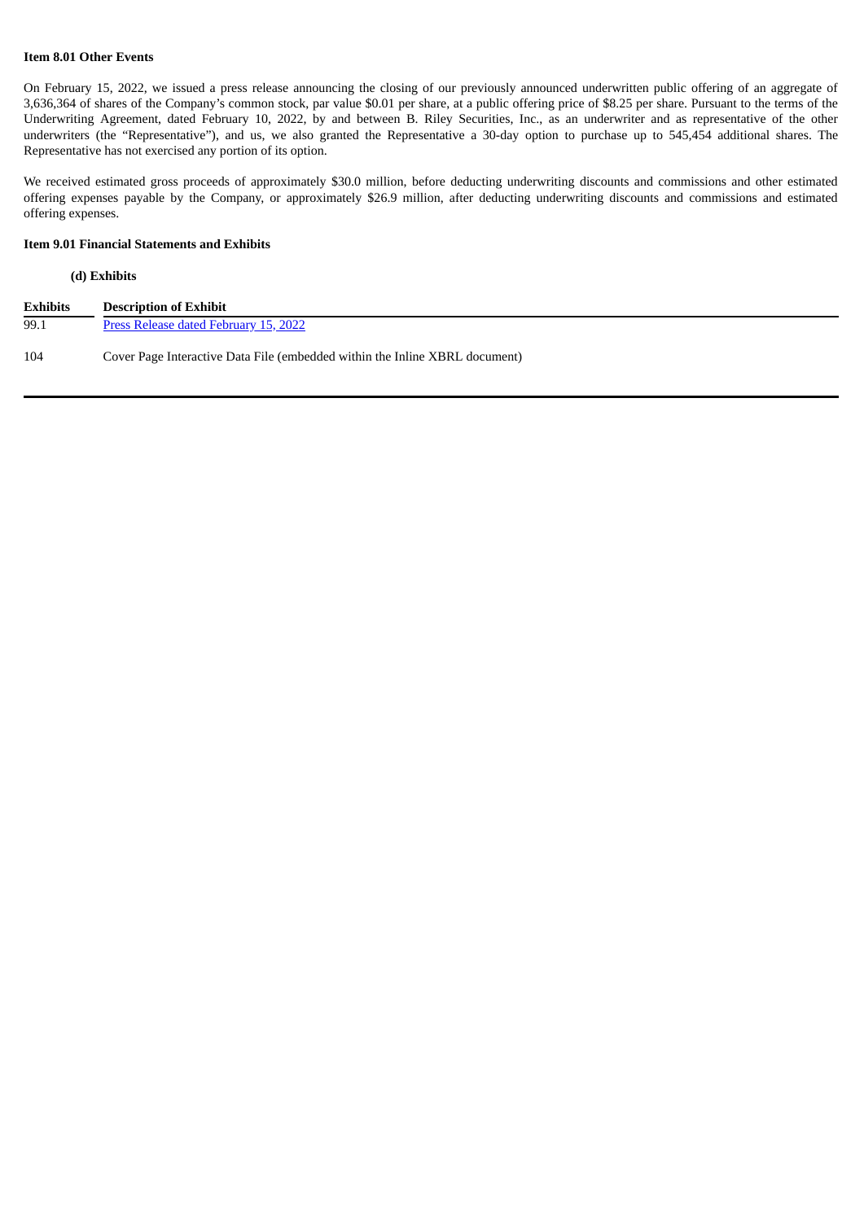**Item 8.01 Other Events**

On February 15, 2022, we issued a press release announcing the closing of our previously announced underwritten public offering of an aggregate of 3,636,364 of shares of the Company's common stock, par value $0.01 per share, at a public offering price of $8.25 per share. Pursuant to the terms of the Underwriting Agreement, dated February 10, 2022, by and between B. Riley Securities, Inc., as an underwriter and as representative of the other underwriters (the "Representative"), and us, we also granted the Representative a 30-day option to purchase up to 545,454 additional shares. The Representative has not exercised any portion of its option.

We received estimated gross proceeds of approximately $30.0 million, before deducting underwriting discounts and commissions and other estimated offering expenses payable by the Company, or approximately $26.9 million, after deducting underwriting discounts and commissions and estimated offering expenses.

**Item 9.01 Financial Statements and Exhibits**

**(d) Exhibits**

| Exhibits | Description of Exhibit |
|---|---|
| 99.1 | Press Release dated February 15, 2022 |
| 104 | Cover Page Interactive Data File (embedded within the Inline XBRL document) |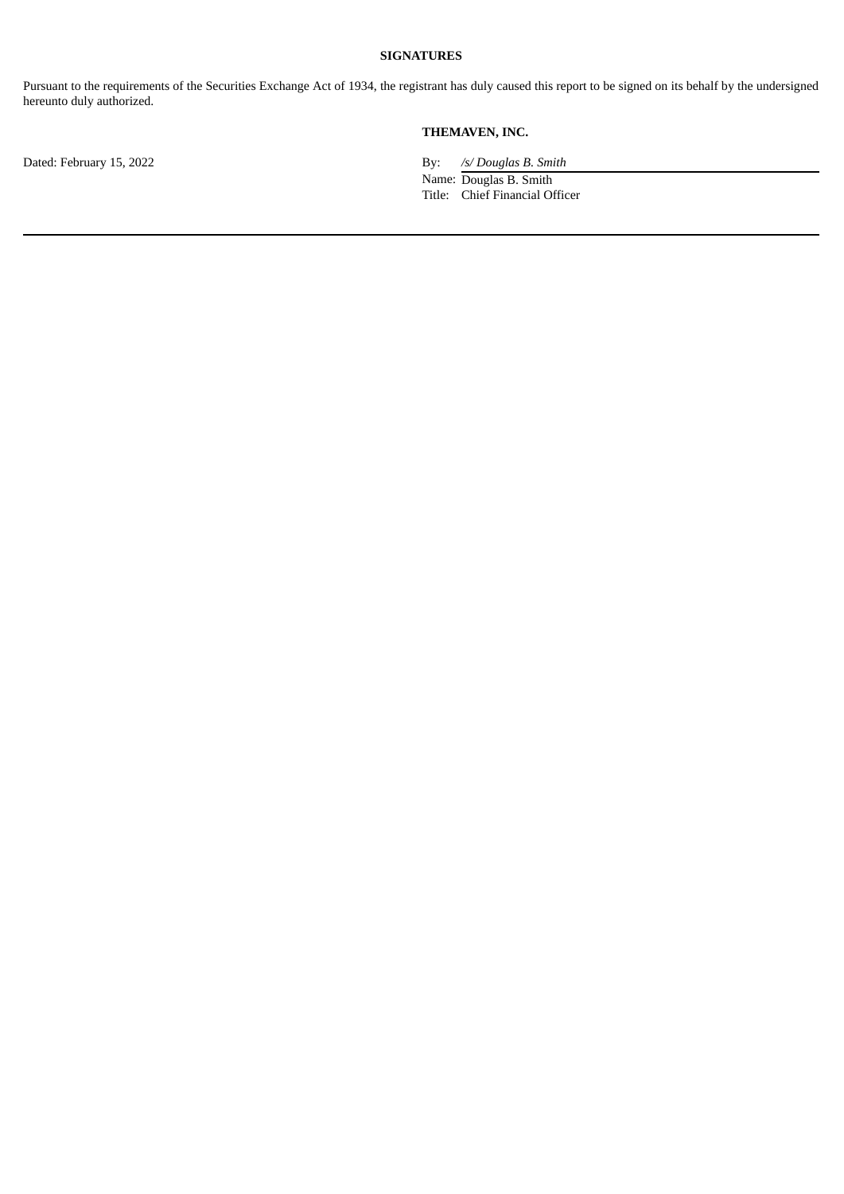## SIGNATURES

Pursuant to the requirements of the Securities Exchange Act of 1934, the registrant has duly caused this report to be signed on its behalf by the undersigned hereunto duly authorized.

**THEMAVEN, INC.**

Dated: February 15, 2022

By: */s/ Douglas B. Smith*

Name: Douglas B. Smith

Title: Chief Financial Officer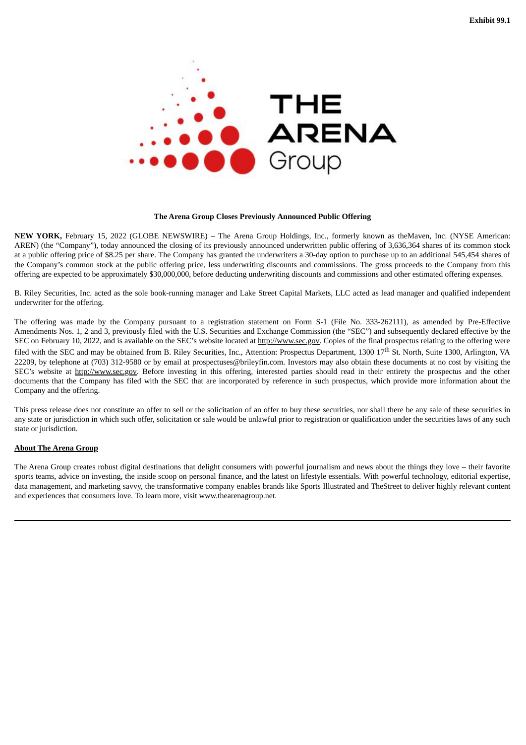Exhibit 99.1

THE ARENA Group

**The Arena Group Closes Previously Announced Public Offering**

**NEW YORK,** February 15, 2022 (GLOBE NEWSWIRE) – The Arena Group Holdings, Inc., formerly known as theMaven, Inc. (NYSE American: AREN) (the "Company"), today announced the closing of its previously announced underwritten public offering of 3,636,364 shares of its common stock at a public offering price of $8.25 per share. The Company has granted the underwriters a 30-day option to purchase up to an additional 545,454 shares of the Company's common stock at the public offering price, less underwriting discounts and commissions. The gross proceeds to the Company from this offering are expected to be approximately $30,000,000, before deducting underwriting discounts and commissions and other estimated offering expenses.

B. Riley Securities, Inc. acted as the sole book-running manager and Lake Street Capital Markets, LLC acted as lead manager and qualified independent underwriter for the offering.

The offering was made by the Company pursuant to a registration statement on Form S-1 (File No. 333-262111), as amended by Pre-Effective Amendments Nos. 1, 2 and 3, previously filed with the U.S. Securities and Exchange Commission (the "SEC") and subsequently declared effective by the SEC on February 10, 2022, and is available on the SEC's website located at http://www.sec.gov. Copies of the final prospectus relating to the offering were filed with the SEC and may be obtained from B. Riley Securities, Inc., Attention: Prospectus Department, 1300 17th St. North, Suite 1300, Arlington, VA 22209, by telephone at (703) 312-9580 or by email at prospectuses@brileyfin.com. Investors may also obtain these documents at no cost by visiting the SEC's website at http://www.sec.gov. Before investing in this offering, interested parties should read in their entirety the prospectus and the other documents that the Company has filed with the SEC that are incorporated by reference in such prospectus, which provide more information about the Company and the offering.

This press release does not constitute an offer to sell or the solicitation of an offer to buy these securities, nor shall there be any sale of these securities in any state or jurisdiction in which such offer, solicitation or sale would be unlawful prior to registration or qualification under the securities laws of any such state or jurisdiction.

**About The Arena Group**

The Arena Group creates robust digital destinations that delight consumers with powerful journalism and news about the things they love – their favorite sports teams, advice on investing, the inside scoop on personal finance, and the latest on lifestyle essentials. With powerful technology, editorial expertise, data management, and marketing savvy, the transformative company enables brands like Sports Illustrated and TheStreet to deliver highly relevant content and experiences that consumers love. To learn more, visit www.thearenagroup.net.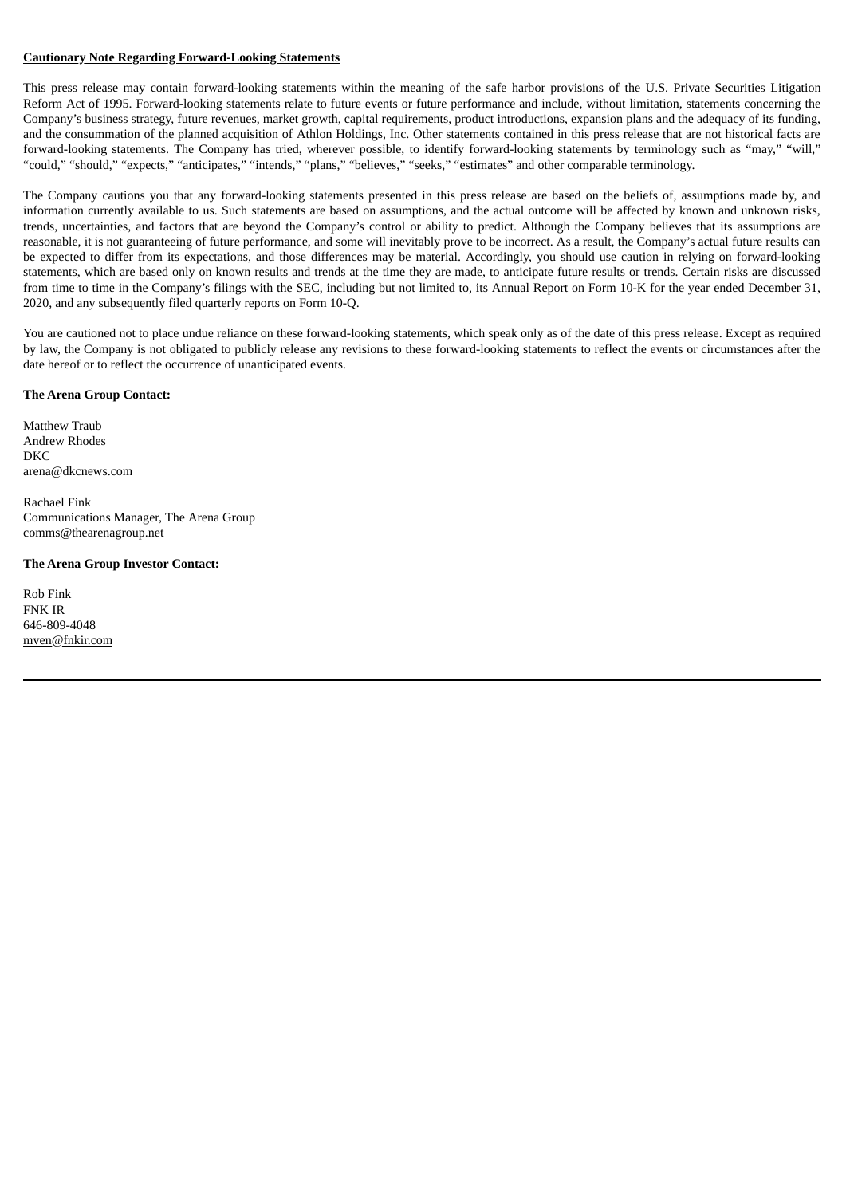**Cautionary Note Regarding Forward-Looking Statements**

This press release may contain forward-looking statements within the meaning of the safe harbor provisions of the U.S. Private Securities Litigation Reform Act of 1995. Forward-looking statements relate to future events or future performance and include, without limitation, statements concerning the Company's business strategy, future revenues, market growth, capital requirements, product introductions, expansion plans and the adequacy of its funding, and the consummation of the planned acquisition of Athlon Holdings, Inc. Other statements contained in this press release that are not historical facts are forward-looking statements. The Company has tried, wherever possible, to identify forward-looking statements by terminology such as "may," "will," "could," "should," "expects," "anticipates," "intends," "plans," "believes," "seeks," "estimates" and other comparable terminology.

The Company cautions you that any forward-looking statements presented in this press release are based on the beliefs of, assumptions made by, and information currently available to us. Such statements are based on assumptions, and the actual outcome will be affected by known and unknown risks, trends, uncertainties, and factors that are beyond the Company's control or ability to predict. Although the Company believes that its assumptions are reasonable, it is not guaranteeing of future performance, and some will inevitably prove to be incorrect. As a result, the Company's actual future results can be expected to differ from its expectations, and those differences may be material. Accordingly, you should use caution in relying on forward-looking statements, which are based only on known results and trends at the time they are made, to anticipate future results or trends. Certain risks are discussed from time to time in the Company's filings with the SEC, including but not limited to, its Annual Report on Form 10-K for the year ended December 31, 2020, and any subsequently filed quarterly reports on Form 10-Q.

You are cautioned not to place undue reliance on these forward-looking statements, which speak only as of the date of this press release. Except as required by law, the Company is not obligated to publicly release any revisions to these forward-looking statements to reflect the events or circumstances after the date hereof or to reflect the occurrence of unanticipated events.

**The Arena Group Contact:**

Matthew Traub
Andrew Rhodes
DKC
arena@dkcnews.com

Rachael Fink
Communications Manager, The Arena Group
comms@thearenagroup.net

**The Arena Group Investor Contact:**

Rob Fink
FNK IR
646-809-4048
mven@fnkir.com